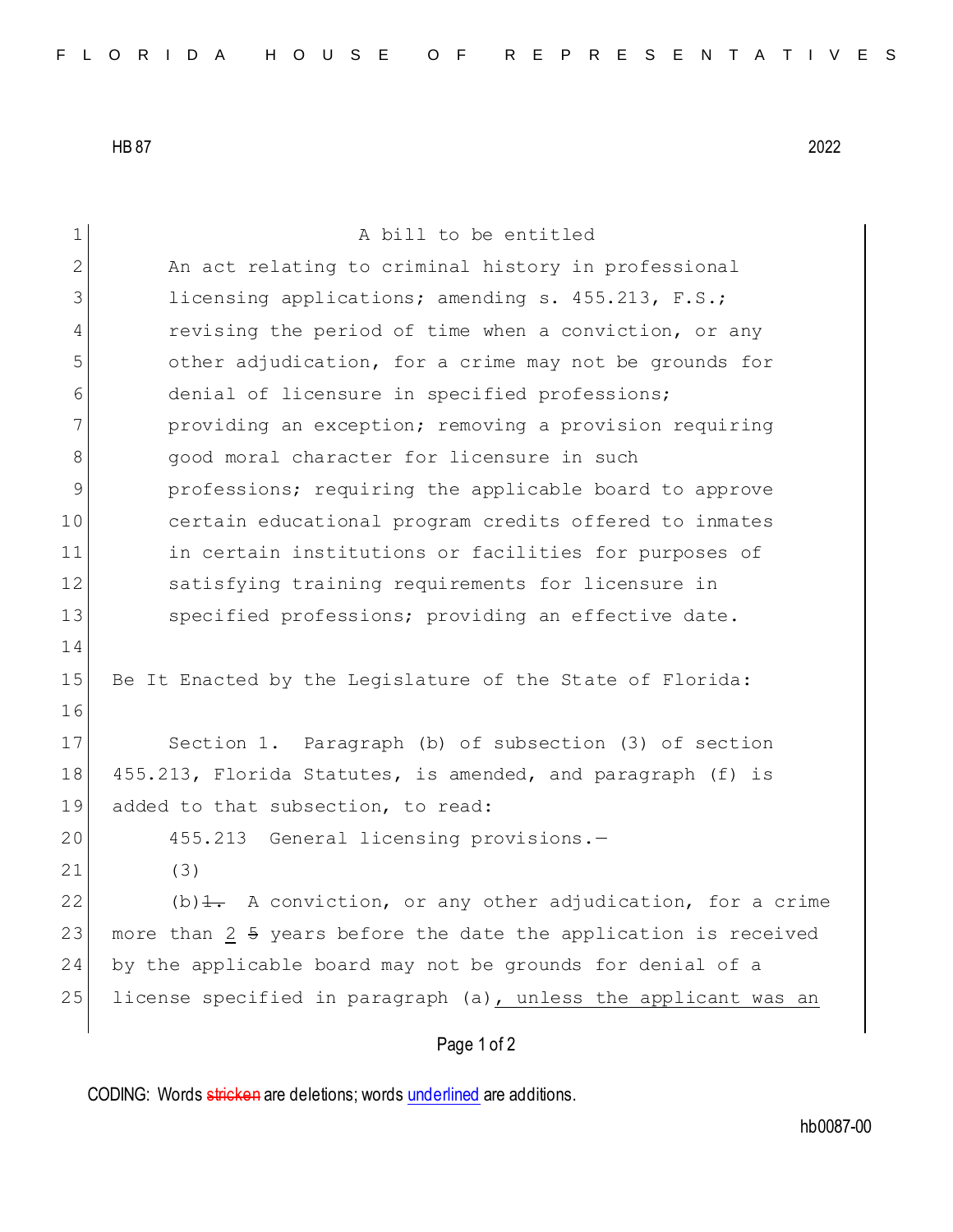HB 87 2022

A bill to be entitled

An act relating to criminal history in professional licensing applications; amending s. 455.213, F.S.; revising the period of time when a conviction, or any other adjudication, for a crime may not be grounds for denial of licensure in specified professions; providing an exception; removing a provision requiring good moral character for licensure in such professions; requiring the applicable board to approve certain educational program credits offered to inmates in certain institutions or facilities for purposes of satisfying training requirements for licensure in specified professions; providing an effective date.

Be It Enacted by the Legislature of the State of Florida:

Section 1. Paragraph (b) of subsection (3) of section 455.213, Florida Statutes, is amended, and paragraph (f) is added to that subsection, to read:

455.213 General licensing provisions.—

(3)

(b)~~1.~~ A conviction, or any other adjudication, for a crime more than 2 ~~5~~ years before the date the application is received by the applicable board may not be grounds for denial of a license specified in paragraph (a), unless the applicant was an

CODING: Words ~~stricken~~ are deletions; words underlined are additions.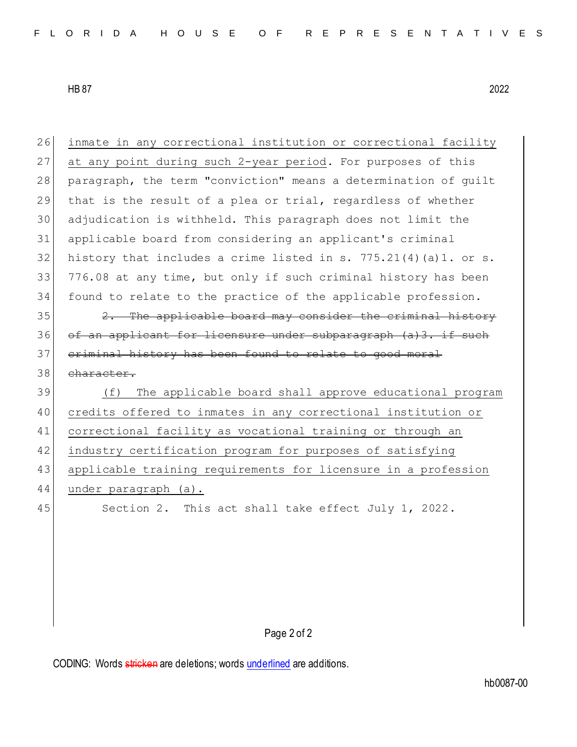inmate in any correctional institution or correctional facility at any point during such 2-year period. For purposes of this paragraph, the term "conviction" means a determination of guilt that is the result of a plea or trial, regardless of whether adjudication is withheld. This paragraph does not limit the applicable board from considering an applicant's criminal history that includes a crime listed in s. 775.21(4)(a)1. or s. 776.08 at any time, but only if such criminal history has been found to relate to the practice of the applicable profession.

~~2. The applicable board may consider the criminal history of an applicant for licensure under subparagraph (a)3. if such criminal history has been found to relate to good moral character.~~

(f) The applicable board shall approve educational program credits offered to inmates in any correctional institution or correctional facility as vocational training or through an industry certification program for purposes of satisfying applicable training requirements for licensure in a profession under paragraph (a).

Section 2. This act shall take effect July 1, 2022.

CODING: Words ~~stricken~~ are deletions; words underlined are additions.